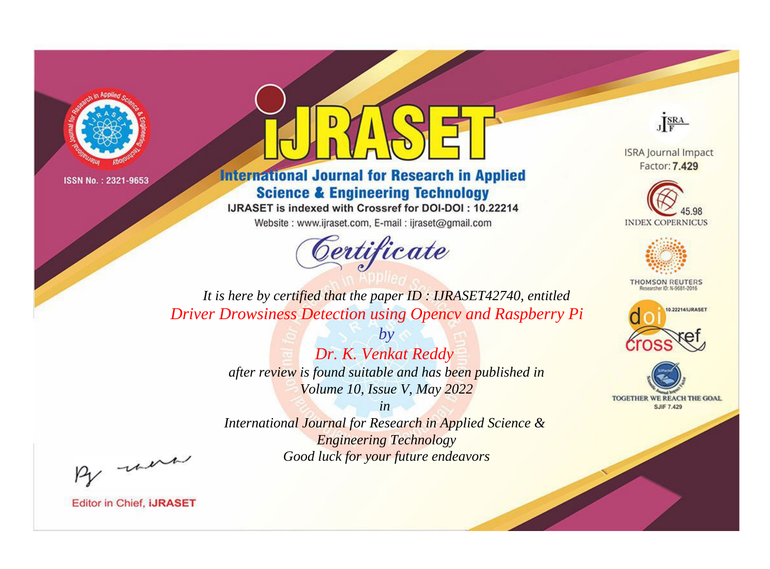ISSN No. : 2321-9653

# IJRASET

## International Journal for Research in Applied Science & Engineering Technology

IJRASET is indexed with Crossref for DOI-DOI : 10.22214

Website : www.ijraset.com, E-mail : ijraset@gmail.com

## Certificate

*It is here by certified that the paper ID : IJRASET42740, entitled*

*Driver Drowsiness Detection using Opencv and Raspberry Pi*

*by*

*Dr. K. Venkat Reddy*

*after review is found suitable and has been published in*

*Volume 10, Issue V, May 2022*

*in*

*International Journal for Research in Applied Science & Engineering Technology*

*Good luck for your future endeavors*

ISRA Journal Impact Factor: **7.429**

45.98 INDEX COPERNICUS

THOMSON REUTERS Researcher ID: N-9681-2016

10.22214/IJRASET

doi crossref

TOGETHER WE REACH THE GOAL SJIF 7.429

Editor in Chief, **iJRASET**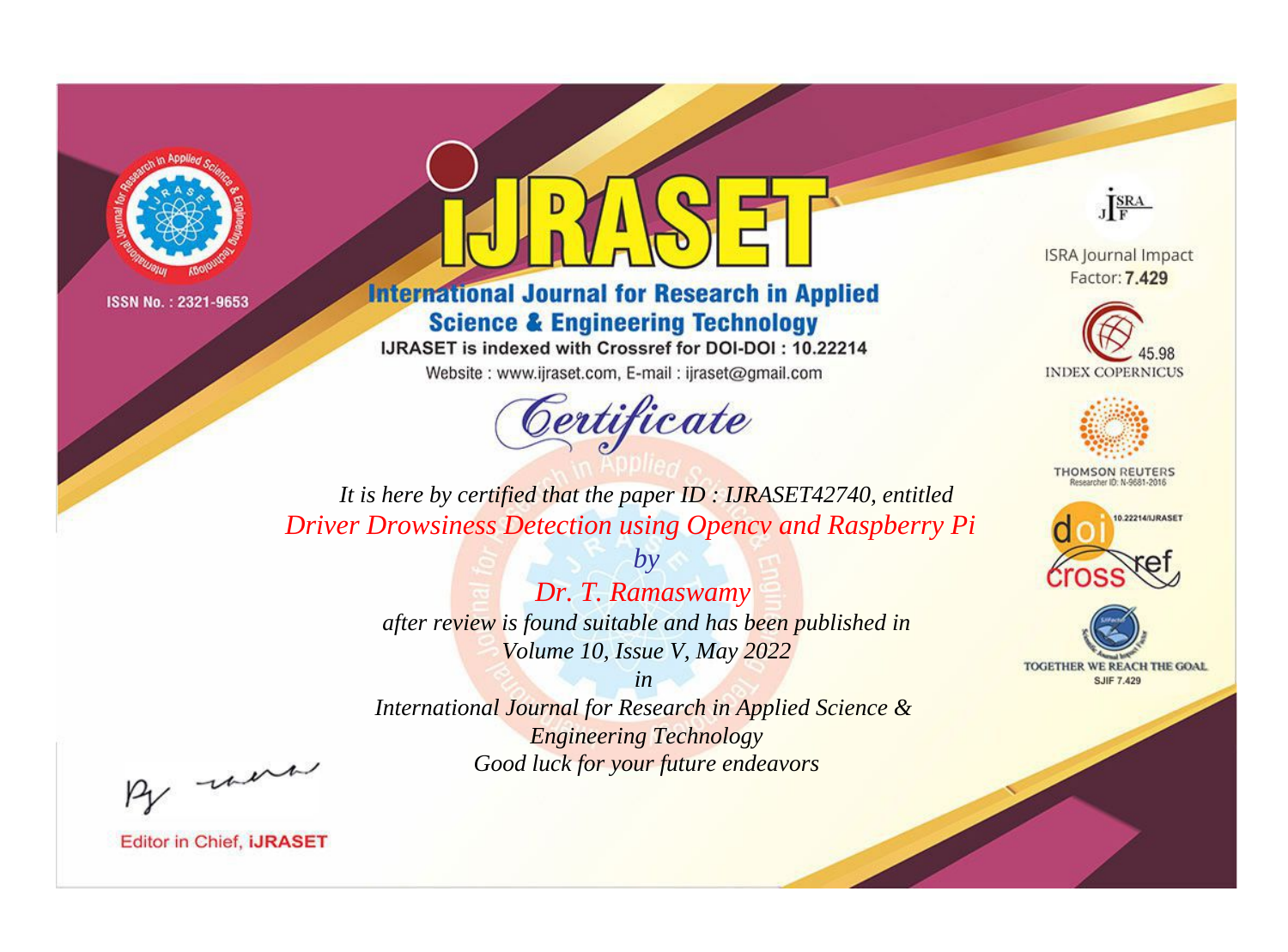ISSN No. : 2321-9653

# iJRASET

## International Journal for Research in Applied Science & Engineering Technology

IJRASET is indexed with Crossref for DOI-DOI : 10.22214

Website : www.ijraset.com, E-mail : ijraset@gmail.com

ISRA Journal Impact Factor: **7.429**

45.98 INDEX COPERNICUS

THOMSON REUTERS Researcher ID: N-9681-2016

10.22214/IJRASET

TOGETHER WE REACH THE GOAL SJIF 7.429

*Certificate*

*It is here by certified that the paper ID : IJRASET42740, entitled*

*Driver Drowsiness Detection using Opencv and Raspberry Pi*

*by*

*Dr. T. Ramaswamy*

*after review is found suitable and has been published in*

*Volume 10, Issue V, May 2022*

*in*

*International Journal for Research in Applied Science & Engineering Technology*

*Good luck for your future endeavors*

Editor in Chief, **iJRASET**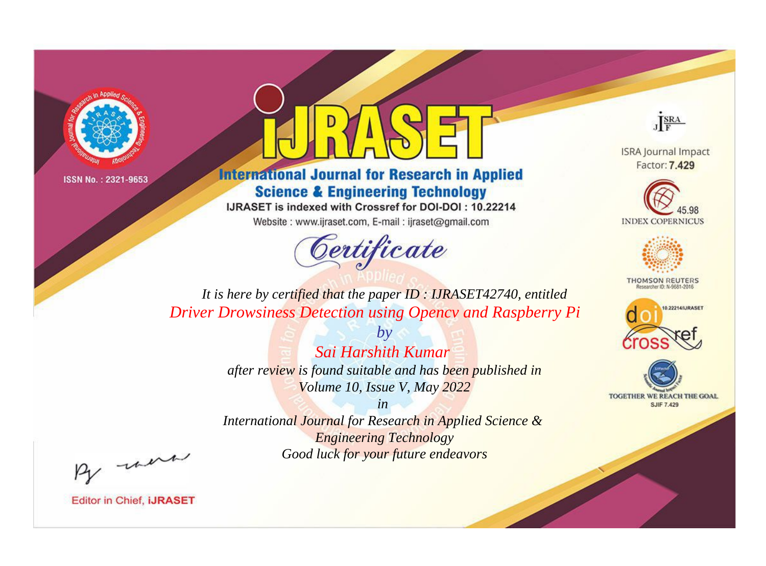ISSN No. : 2321-9653

# iJRASET

## International Journal for Research in Applied Science & Engineering Technology

IJRASET is indexed with Crossref for DOI-DOI : 10.22214

Website : www.ijraset.com, E-mail : ijraset@gmail.com

ISRA Journal Impact Factor: **7.429**

45.98 INDEX COPERNICUS

THOMSON REUTERS Researcher ID: N-9681-2016

10.22214/IJRASET

TOGETHER WE REACH THE GOAL SJIF 7.429

# Certificate

*It is here by certified that the paper ID : IJRASET42740, entitled*

*Driver Drowsiness Detection using Opencv and Raspberry Pi*

*by*

*Sai Harshith Kumar*

*after review is found suitable and has been published in*

*Volume 10, Issue V, May 2022*

*in*

*International Journal for Research in Applied Science & Engineering Technology*

*Good luck for your future endeavors*

Editor in Chief, **iJRASET**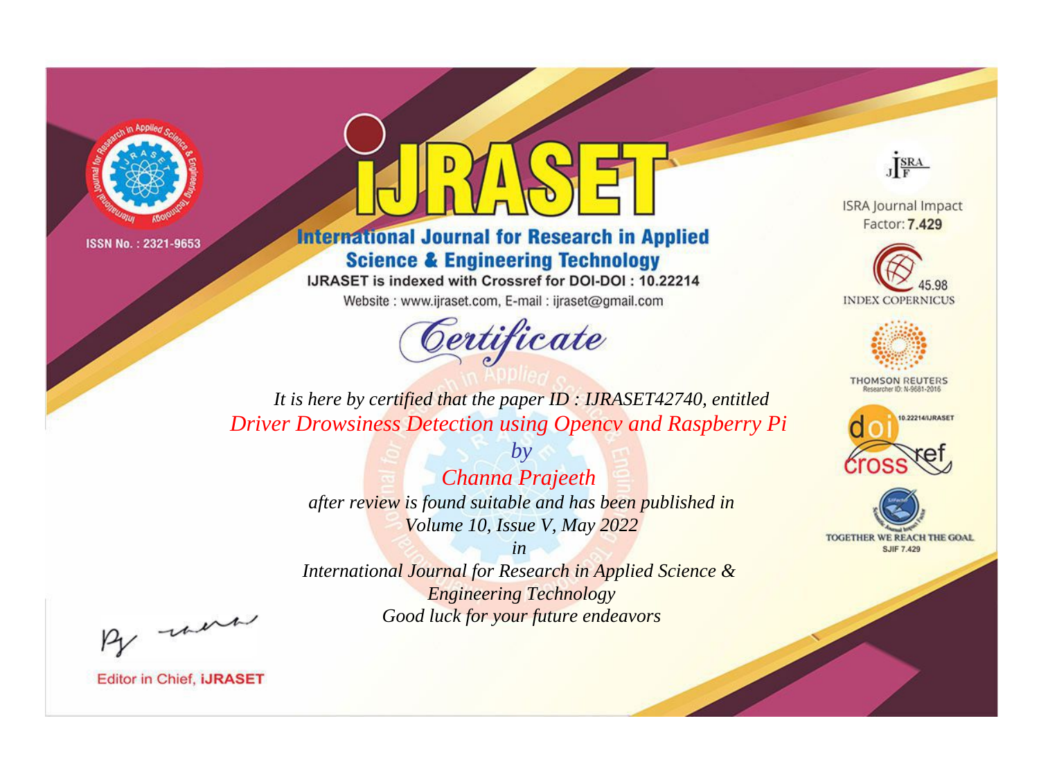ISSN No. : 2321-9653

# iJRASET

## International Journal for Research in Applied Science & Engineering Technology

IJRASET is indexed with Crossref for DOI-DOI : 10.22214

Website : www.ijraset.com, E-mail : ijraset@gmail.com

ISRA Journal Impact Factor: **7.429**

45.98 INDEX COPERNICUS

THOMSON REUTERS Researcher ID: N-9681-2016

10.22214/IJRASET

TOGETHER WE REACH THE GOAL SJIF 7.429

# Certificate

*It is here by certified that the paper ID : IJRASET42740, entitled*

*Driver Drowsiness Detection using Opencv and Raspberry Pi*

*by*

*Channa Prajeeth*

*after review is found suitable and has been published in*

*Volume 10, Issue V, May 2022*

*in*

*International Journal for Research in Applied Science & Engineering Technology*

*Good luck for your future endeavors*

Editor in Chief, **iJRASET**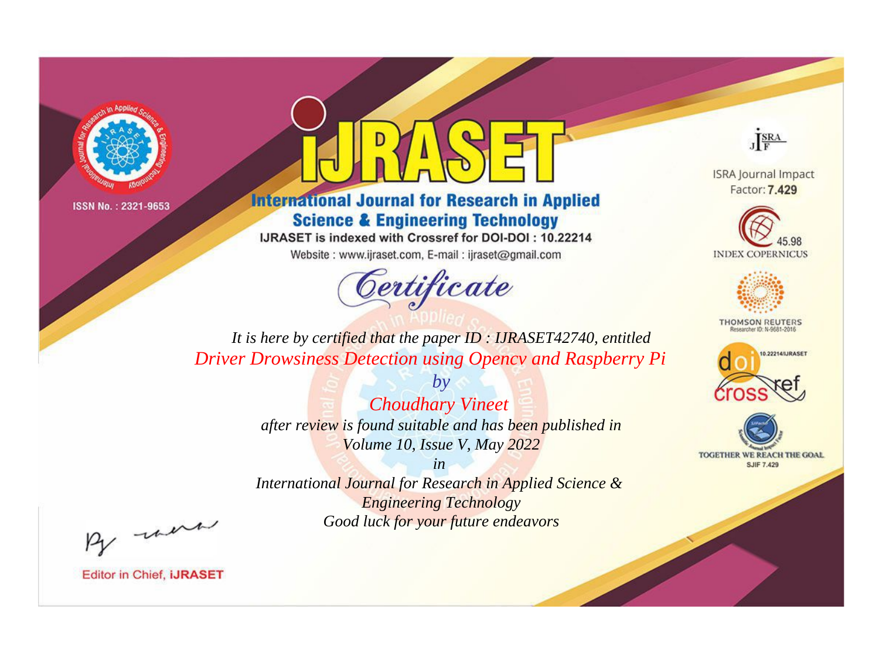ISSN No. : 2321-9653

# iJRASET

## International Journal for Research in Applied Science & Engineering Technology

IJRASET is indexed with Crossref for DOI-DOI : 10.22214

Website : www.ijraset.com, E-mail : ijraset@gmail.com

# Certificate

*It is here by certified that the paper ID : IJRASET42740, entitled*

*Driver Drowsiness Detection using Opencv and Raspberry Pi*

*by*

*Choudhary Vineet*

*after review is found suitable and has been published in*

*Volume 10, Issue V, May 2022*

*in*

*International Journal for Research in Applied Science & Engineering Technology*

*Good luck for your future endeavors*

ISRA Journal Impact Factor: **7.429**

45.98 INDEX COPERNICUS

THOMSON REUTERS Researcher ID: N-9681-2016

10.22214/IJRASET

TOGETHER WE REACH THE GOAL SJIF 7.429

Editor in Chief, **iJRASET**